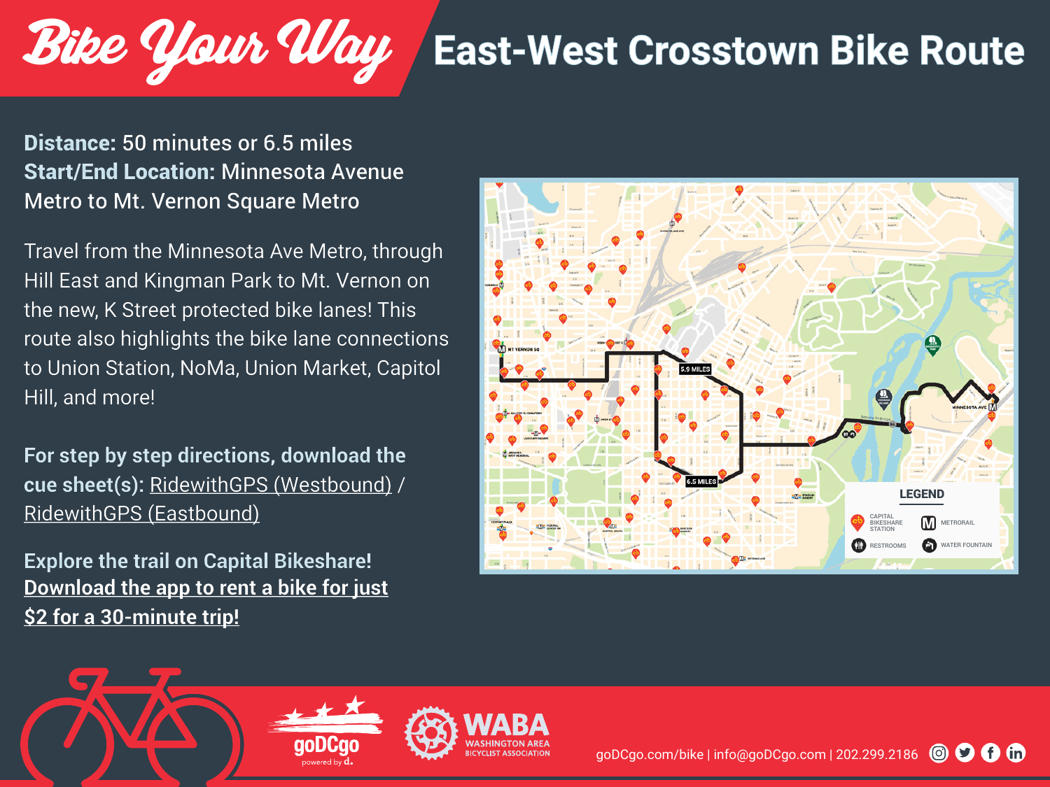# Bike Your Way

## East-West Crosstown Bike Route

**Distance:** 50 minutes or 6.5 miles
**Start/End Location:** Minnesota Avenue Metro to Mt. Vernon Square Metro

Travel from the Minnesota Ave Metro, through Hill East and Kingman Park to Mt. Vernon on the new, K Street protected bike lanes! This route also highlights the bike lane connections to Union Station, NoMa, Union Market, Capitol Hill, and more!

**For step by step directions, download the cue sheet(s):** RidewithGPS (Westbound) / RidewithGPS (Eastbound)

**Explore the trail on Capital Bikeshare!**
**Download the app to rent a bike for just $2 for a 30-minute trip!**

5.9 MILES

6.5 MILES

MT VERNON SQ

MINNESOTA AVE

**LEGEND**

- CAPITAL BIKESHARE STATION
- METRORAIL
- RESTROOMS
- WATER FOUNTAIN

goDCgo powered by d.

WABA WASHINGTON AREA BICYCLIST ASSOCIATION

goDCgo.com/bike | info@goDCgo.com | 202.299.2186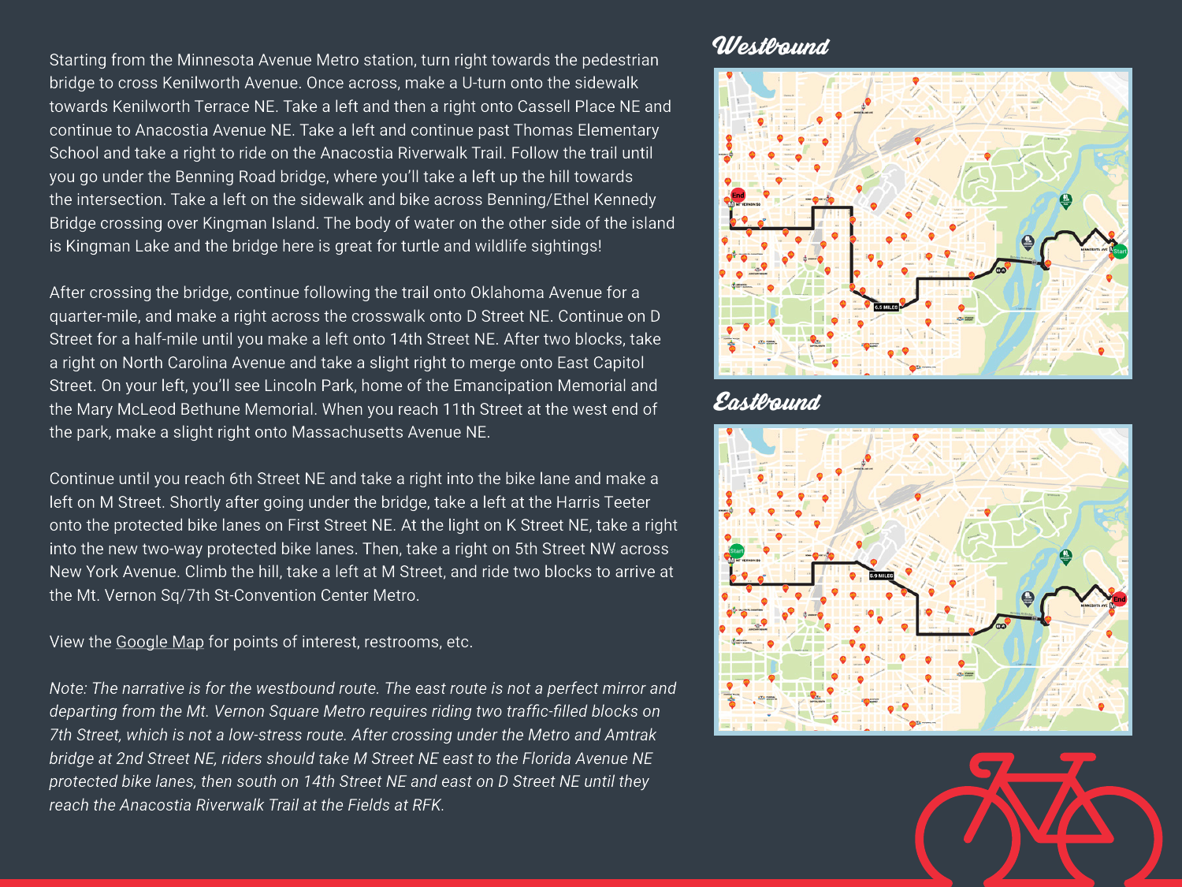Starting from the Minnesota Avenue Metro station, turn right towards the pedestrian bridge to cross Kenilworth Avenue. Once across, make a U-turn onto the sidewalk towards Kenilworth Terrace NE. Take a left and then a right onto Cassell Place NE and continue to Anacostia Avenue NE. Take a left and continue past Thomas Elementary School and take a right to ride on the Anacostia Riverwalk Trail. Follow the trail until you go under the Benning Road bridge, where you'll take a left up the hill towards the intersection. Take a left on the sidewalk and bike across Benning/Ethel Kennedy Bridge crossing over Kingman Island. The body of water on the other side of the island is Kingman Lake and the bridge here is great for turtle and wildlife sightings!

After crossing the bridge, continue following the trail onto Oklahoma Avenue for a quarter-mile, and make a right across the crosswalk onto D Street NE. Continue on D Street for a half-mile until you make a left onto 14th Street NE. After two blocks, take a right on North Carolina Avenue and take a slight right to merge onto East Capitol Street. On your left, you'll see Lincoln Park, home of the Emancipation Memorial and the Mary McLeod Bethune Memorial. When you reach 11th Street at the west end of the park, make a slight right onto Massachusetts Avenue NE.

Continue until you reach 6th Street NE and take a right into the bike lane and make a left on M Street. Shortly after going under the bridge, take a left at the Harris Teeter onto the protected bike lanes on First Street NE. At the light on K Street NE, take a right into the new two-way protected bike lanes. Then, take a right on 5th Street NW across New York Avenue. Climb the hill, take a left at M Street, and ride two blocks to arrive at the Mt. Vernon Sq/7th St-Convention Center Metro.

View the Google Map for points of interest, restrooms, etc.

*Note: The narrative is for the westbound route. The east route is not a perfect mirror and departing from the Mt. Vernon Square Metro requires riding two traffic-filled blocks on 7th Street, which is not a low-stress route. After crossing under the Metro and Amtrak bridge at 2nd Street NE, riders should take M Street NE east to the Florida Avenue NE protected bike lanes, then south on 14th Street NE and east on D Street NE until they reach the Anacostia Riverwalk Trail at the Fields at RFK.*

## Westbound

End

Start

6.5 MILES

## Eastbound

Start

End

5.9 MILES